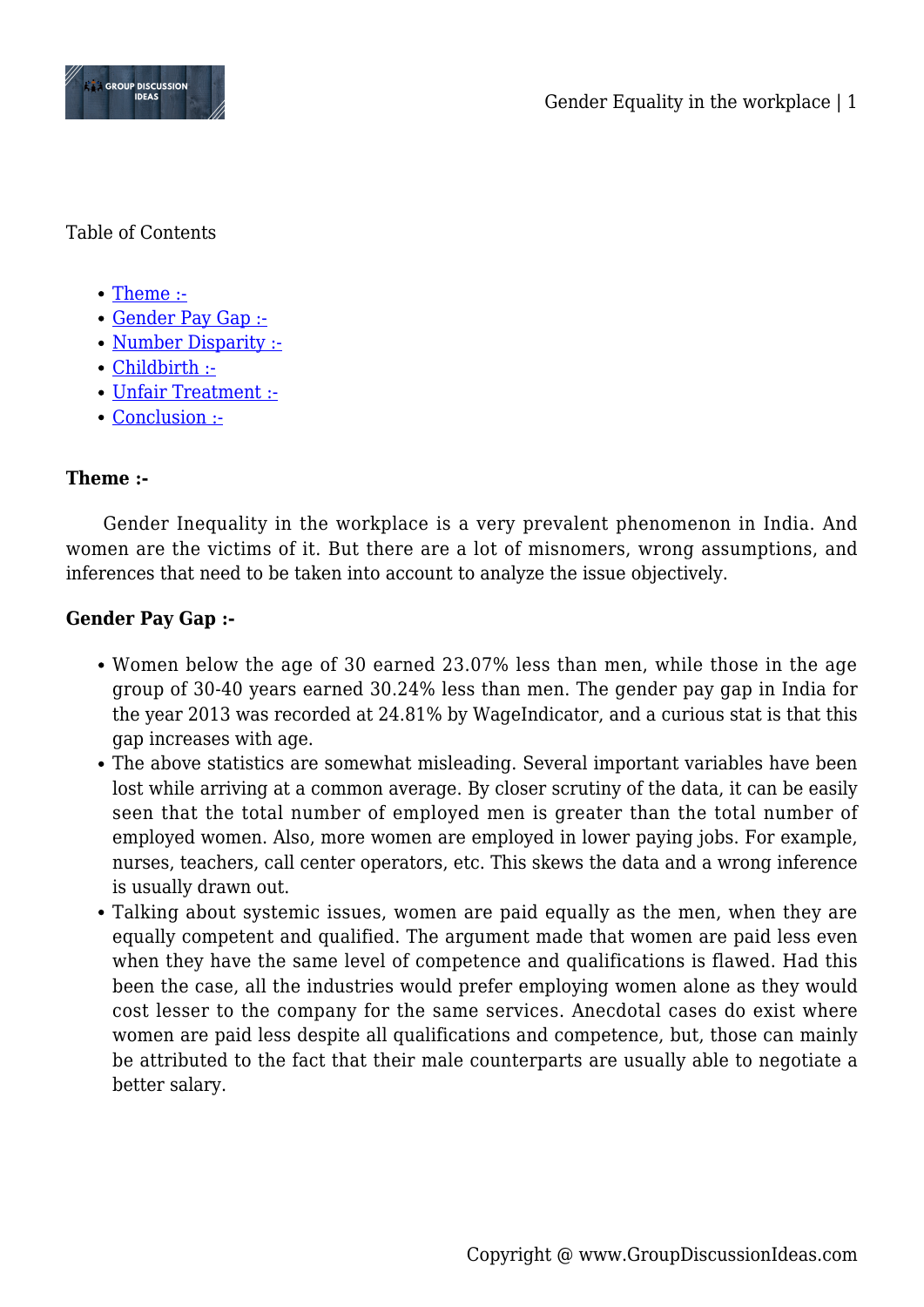Table of Contents

- Theme :-
- Gender Pay Gap :-
- Number Disparity :-
- Childbirth :-
- Unfair Treatment :-
- Conclusion :-

**Theme :-**

Gender Inequality in the workplace is a very prevalent phenomenon in India. And women are the victims of it. But there are a lot of misnomers, wrong assumptions, and inferences that need to be taken into account to analyze the issue objectively.

**Gender Pay Gap :-**

- Women below the age of 30 earned 23.07% less than men, while those in the age group of 30-40 years earned 30.24% less than men. The gender pay gap in India for the year 2013 was recorded at 24.81% by WageIndicator, and a curious stat is that this gap increases with age.
- The above statistics are somewhat misleading. Several important variables have been lost while arriving at a common average. By closer scrutiny of the data, it can be easily seen that the total number of employed men is greater than the total number of employed women. Also, more women are employed in lower paying jobs. For example, nurses, teachers, call center operators, etc. This skews the data and a wrong inference is usually drawn out.
- Talking about systemic issues, women are paid equally as the men, when they are equally competent and qualified. The argument made that women are paid less even when they have the same level of competence and qualifications is flawed. Had this been the case, all the industries would prefer employing women alone as they would cost lesser to the company for the same services. Anecdotal cases do exist where women are paid less despite all qualifications and competence, but, those can mainly be attributed to the fact that their male counterparts are usually able to negotiate a better salary.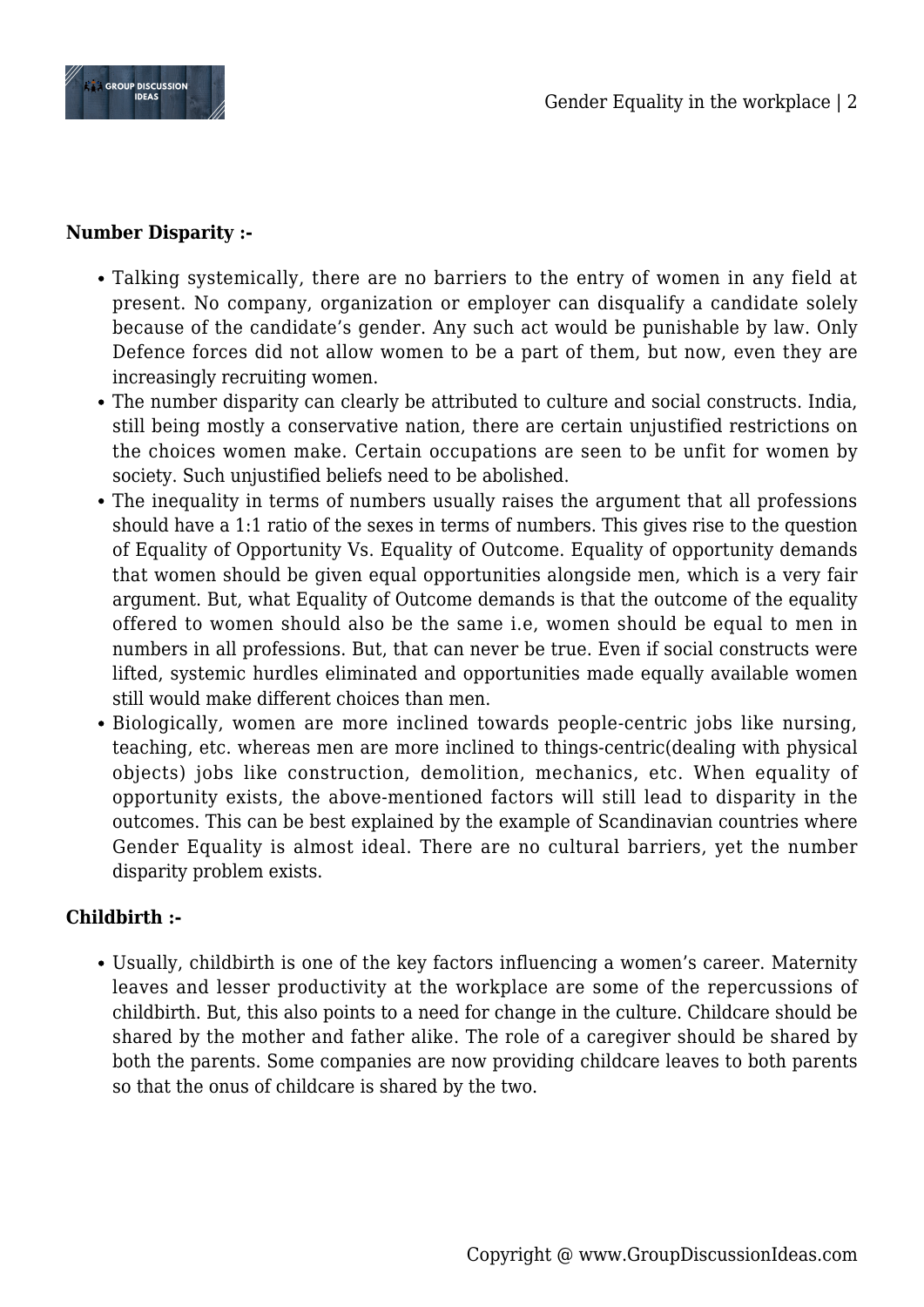**Number Disparity :-**

- Talking systemically, there are no barriers to the entry of women in any field at present. No company, organization or employer can disqualify a candidate solely because of the candidate's gender. Any such act would be punishable by law. Only Defence forces did not allow women to be a part of them, but now, even they are increasingly recruiting women.
- The number disparity can clearly be attributed to culture and social constructs. India, still being mostly a conservative nation, there are certain unjustified restrictions on the choices women make. Certain occupations are seen to be unfit for women by society. Such unjustified beliefs need to be abolished.
- The inequality in terms of numbers usually raises the argument that all professions should have a 1:1 ratio of the sexes in terms of numbers. This gives rise to the question of Equality of Opportunity Vs. Equality of Outcome. Equality of opportunity demands that women should be given equal opportunities alongside men, which is a very fair argument. But, what Equality of Outcome demands is that the outcome of the equality offered to women should also be the same i.e, women should be equal to men in numbers in all professions. But, that can never be true. Even if social constructs were lifted, systemic hurdles eliminated and opportunities made equally available women still would make different choices than men.
- Biologically, women are more inclined towards people-centric jobs like nursing, teaching, etc. whereas men are more inclined to things-centric(dealing with physical objects) jobs like construction, demolition, mechanics, etc. When equality of opportunity exists, the above-mentioned factors will still lead to disparity in the outcomes. This can be best explained by the example of Scandinavian countries where Gender Equality is almost ideal. There are no cultural barriers, yet the number disparity problem exists.

**Childbirth :-**

- Usually, childbirth is one of the key factors influencing a women's career. Maternity leaves and lesser productivity at the workplace are some of the repercussions of childbirth. But, this also points to a need for change in the culture. Childcare should be shared by the mother and father alike. The role of a caregiver should be shared by both the parents. Some companies are now providing childcare leaves to both parents so that the onus of childcare is shared by the two.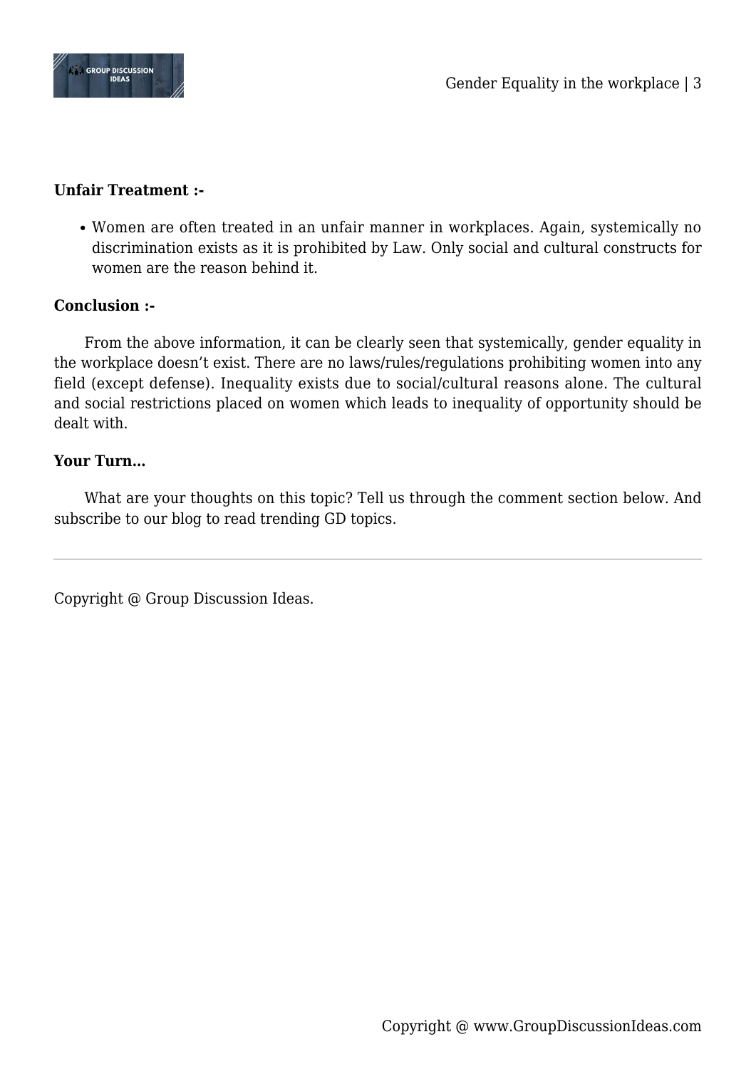**Unfair Treatment :-**

- Women are often treated in an unfair manner in workplaces. Again, systemically no discrimination exists as it is prohibited by Law. Only social and cultural constructs for women are the reason behind it.

**Conclusion :-**

From the above information, it can be clearly seen that systemically, gender equality in the workplace doesn't exist. There are no laws/rules/regulations prohibiting women into any field (except defense). Inequality exists due to social/cultural reasons alone. The cultural and social restrictions placed on women which leads to inequality of opportunity should be dealt with.

**Your Turn…**

What are your thoughts on this topic? Tell us through the comment section below. And subscribe to our blog to read trending GD topics.

---

Copyright @ Group Discussion Ideas.